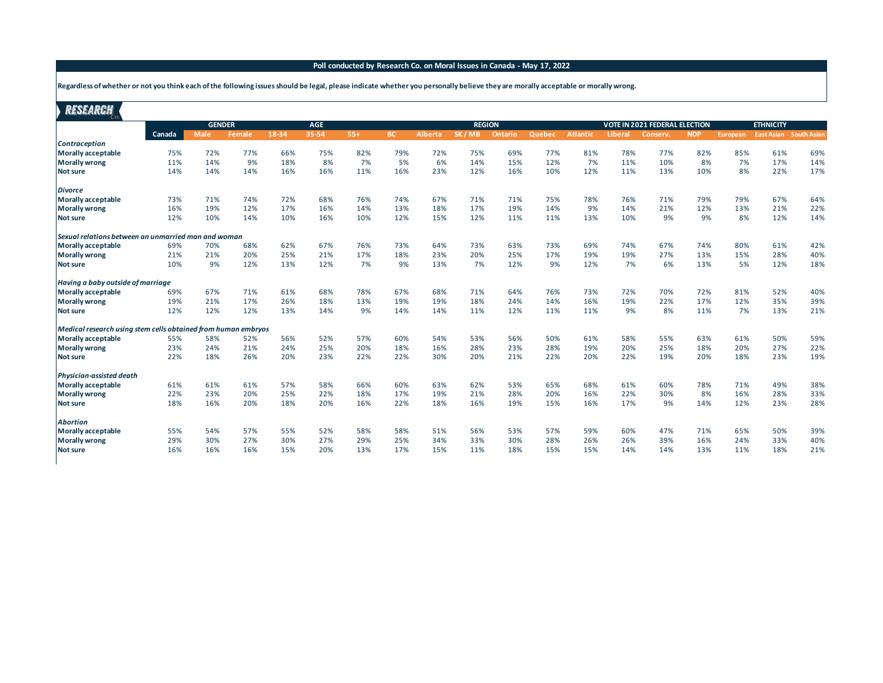**Poll conducted by Research Co. on Moral Issues in Canada - May 17, 2022**

**Regardless of whether or not you think each of the following issues should be legal, please indicate whether you personally believe they are morally acceptable or morally wrong.**

RESEARCH Co.

| | | GENDER | | AGE | | | REGION | | | | | | VOTE IN 2021 FEDERAL ELECTION | | | ETHNICITY | | |
|---|---|---|---|---|---|---|---|---|---|---|---|---|---|---|---|---|---|---|
| | Canada | Male | Female | 18-34 | 35-54 | 55+ | BC | Alberta | SK / MB | Ontario | Quebec | Atlantic | Liberal | Conserv. | NDP | European | East Asian | South Asian |
| ***Contraception*** | | | | | | | | | | | | | | | | | | |
| **Morally acceptable** | 75% | 72% | 77% | 66% | 75% | 82% | 79% | 72% | 75% | 69% | 77% | 81% | 78% | 77% | 82% | 85% | 61% | 69% |
| **Morally wrong** | 11% | 14% | 9% | 18% | 8% | 7% | 5% | 6% | 14% | 15% | 12% | 7% | 11% | 10% | 8% | 7% | 17% | 14% |
| **Not sure** | 14% | 14% | 14% | 16% | 16% | 11% | 16% | 23% | 12% | 16% | 10% | 12% | 11% | 13% | 10% | 8% | 22% | 17% |
| ***Divorce*** | | | | | | | | | | | | | | | | | | |
| **Morally acceptable** | 73% | 71% | 74% | 72% | 68% | 76% | 74% | 67% | 71% | 71% | 75% | 78% | 76% | 71% | 79% | 79% | 67% | 64% |
| **Morally wrong** | 16% | 19% | 12% | 17% | 16% | 14% | 13% | 18% | 17% | 19% | 14% | 9% | 14% | 21% | 12% | 13% | 21% | 22% |
| **Not sure** | 12% | 10% | 14% | 10% | 16% | 10% | 12% | 15% | 12% | 11% | 11% | 13% | 10% | 9% | 9% | 8% | 12% | 14% |
| ***Sexual relations between an unmarried man and woman*** | | | | | | | | | | | | | | | | | | |
| **Morally acceptable** | 69% | 70% | 68% | 62% | 67% | 76% | 73% | 64% | 73% | 63% | 73% | 69% | 74% | 67% | 74% | 80% | 61% | 42% |
| **Morally wrong** | 21% | 21% | 20% | 25% | 21% | 17% | 18% | 23% | 20% | 25% | 17% | 19% | 19% | 27% | 13% | 15% | 28% | 40% |
| **Not sure** | 10% | 9% | 12% | 13% | 12% | 7% | 9% | 13% | 7% | 12% | 9% | 12% | 7% | 6% | 13% | 5% | 12% | 18% |
| ***Having a baby outside of marriage*** | | | | | | | | | | | | | | | | | | |
| **Morally acceptable** | 69% | 67% | 71% | 61% | 68% | 78% | 67% | 68% | 71% | 64% | 76% | 73% | 72% | 70% | 72% | 81% | 52% | 40% |
| **Morally wrong** | 19% | 21% | 17% | 26% | 18% | 13% | 19% | 19% | 18% | 24% | 14% | 16% | 19% | 22% | 17% | 12% | 35% | 39% |
| **Not sure** | 12% | 12% | 12% | 13% | 14% | 9% | 14% | 14% | 11% | 12% | 11% | 11% | 9% | 8% | 11% | 7% | 13% | 21% |
| ***Medical research using stem cells obtained from human embryos*** | | | | | | | | | | | | | | | | | | |
| **Morally acceptable** | 55% | 58% | 52% | 56% | 52% | 57% | 60% | 54% | 53% | 56% | 50% | 61% | 58% | 55% | 63% | 61% | 50% | 59% |
| **Morally wrong** | 23% | 24% | 21% | 24% | 25% | 20% | 18% | 16% | 28% | 23% | 28% | 19% | 20% | 25% | 18% | 20% | 27% | 22% |
| **Not sure** | 22% | 18% | 26% | 20% | 23% | 22% | 22% | 30% | 20% | 21% | 22% | 20% | 22% | 19% | 20% | 18% | 23% | 19% |
| ***Physician-assisted death*** | | | | | | | | | | | | | | | | | | |
| **Morally acceptable** | 61% | 61% | 61% | 57% | 58% | 66% | 60% | 63% | 62% | 53% | 65% | 68% | 61% | 60% | 78% | 71% | 49% | 38% |
| **Morally wrong** | 22% | 23% | 20% | 25% | 22% | 18% | 17% | 19% | 21% | 28% | 20% | 16% | 22% | 30% | 8% | 16% | 28% | 33% |
| **Not sure** | 18% | 16% | 20% | 18% | 20% | 16% | 22% | 18% | 16% | 19% | 15% | 16% | 17% | 9% | 14% | 12% | 23% | 28% |
| ***Abortion*** | | | | | | | | | | | | | | | | | | |
| **Morally acceptable** | 55% | 54% | 57% | 55% | 52% | 58% | 58% | 51% | 56% | 53% | 57% | 59% | 60% | 47% | 71% | 65% | 50% | 39% |
| **Morally wrong** | 29% | 30% | 27% | 30% | 27% | 29% | 25% | 34% | 33% | 30% | 28% | 26% | 26% | 39% | 16% | 24% | 33% | 40% |
| **Not sure** | 16% | 16% | 16% | 15% | 20% | 13% | 17% | 15% | 11% | 18% | 15% | 15% | 14% | 14% | 13% | 11% | 18% | 21% |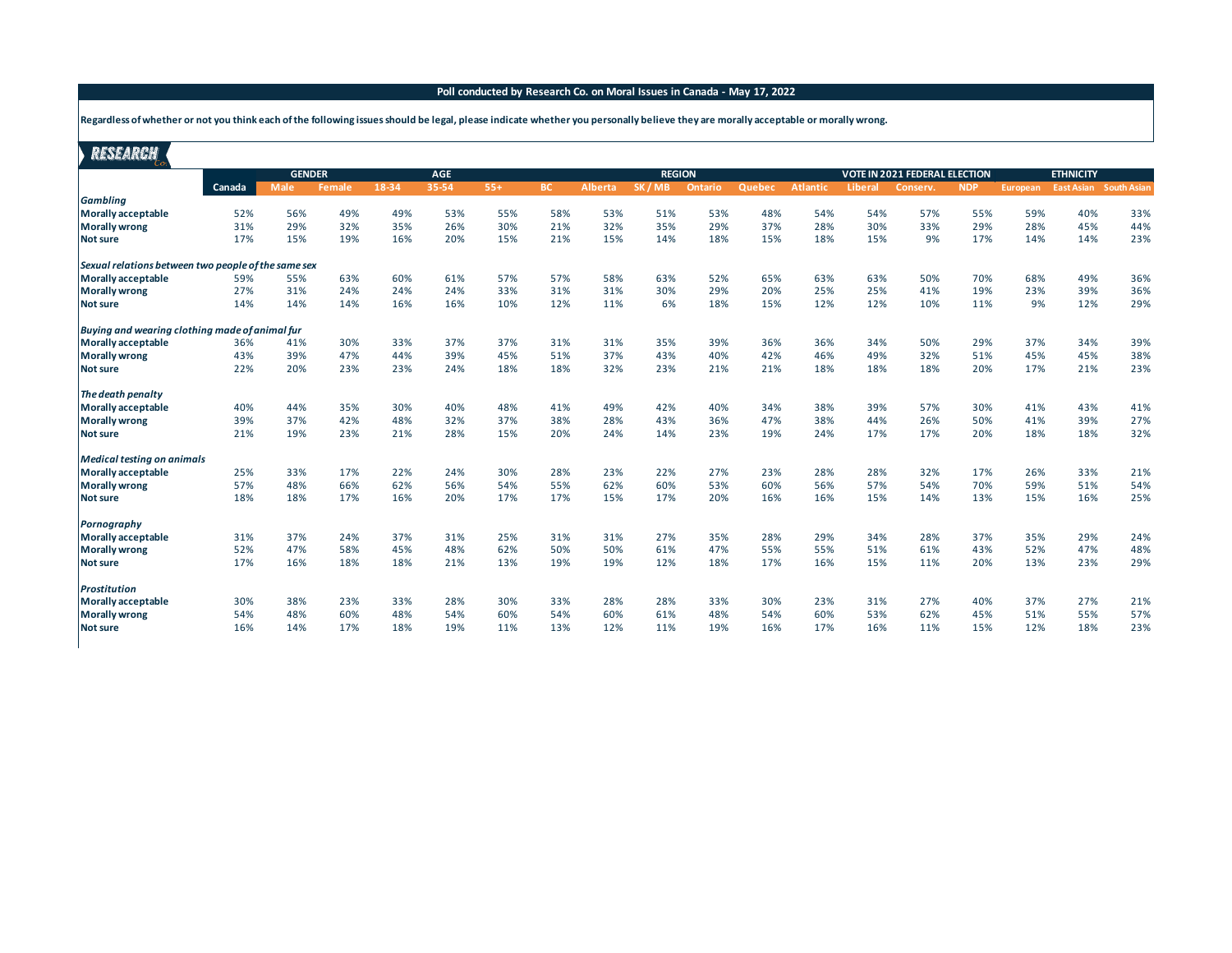**Poll conducted by Research Co. on Moral Issues in Canada - May 17, 2022**

**Regardless of whether or not you think each of the following issues should be legal, please indicate whether you personally believe they are morally acceptable or morally wrong.**

| | Canada | GENDER | | AGE | | | REGION | | | | | | VOTE IN 2021 FEDERAL ELECTION | | | ETHNICITY | | |
|---|---|---|---|---|---|---|---|---|---|---|---|---|---|---|---|---|---|---|
| | | Male | Female | 18-34 | 35-54 | 55+ | BC | Alberta | SK / MB | Ontario | Quebec | Atlantic | Liberal | Conserv. | NDP | European | East Asian | South Asian |
| ***Gambling*** | | | | | | | | | | | | | | | | | | |
| **Morally acceptable** | 52% | 56% | 49% | 49% | 53% | 55% | 58% | 53% | 51% | 53% | 48% | 54% | 54% | 57% | 55% | 59% | 40% | 33% |
| **Morally wrong** | 31% | 29% | 32% | 35% | 26% | 30% | 21% | 32% | 35% | 29% | 37% | 28% | 30% | 33% | 29% | 28% | 45% | 44% |
| **Not sure** | 17% | 15% | 19% | 16% | 20% | 15% | 21% | 15% | 14% | 18% | 15% | 18% | 15% | 9% | 17% | 14% | 14% | 23% |
| ***Sexual relations between two people of the same sex*** | | | | | | | | | | | | | | | | | | |
| **Morally acceptable** | 59% | 55% | 63% | 60% | 61% | 57% | 57% | 58% | 63% | 52% | 65% | 63% | 63% | 50% | 70% | 68% | 49% | 36% |
| **Morally wrong** | 27% | 31% | 24% | 24% | 24% | 33% | 31% | 31% | 30% | 29% | 20% | 25% | 25% | 41% | 19% | 23% | 39% | 36% |
| **Not sure** | 14% | 14% | 14% | 16% | 16% | 10% | 12% | 11% | 6% | 18% | 15% | 12% | 12% | 10% | 11% | 9% | 12% | 29% |
| ***Buying and wearing clothing made of animal fur*** | | | | | | | | | | | | | | | | | | |
| **Morally acceptable** | 36% | 41% | 30% | 33% | 37% | 37% | 31% | 31% | 35% | 39% | 36% | 36% | 34% | 50% | 29% | 37% | 34% | 39% |
| **Morally wrong** | 43% | 39% | 47% | 44% | 39% | 45% | 51% | 37% | 43% | 40% | 42% | 46% | 49% | 32% | 51% | 45% | 45% | 38% |
| **Not sure** | 22% | 20% | 23% | 23% | 24% | 18% | 18% | 32% | 23% | 21% | 21% | 18% | 18% | 18% | 20% | 17% | 21% | 23% |
| ***The death penalty*** | | | | | | | | | | | | | | | | | | |
| **Morally acceptable** | 40% | 44% | 35% | 30% | 40% | 48% | 41% | 49% | 42% | 40% | 34% | 38% | 39% | 57% | 30% | 41% | 43% | 41% |
| **Morally wrong** | 39% | 37% | 42% | 48% | 32% | 37% | 38% | 28% | 43% | 36% | 47% | 38% | 44% | 26% | 50% | 41% | 39% | 27% |
| **Not sure** | 21% | 19% | 23% | 21% | 28% | 15% | 20% | 24% | 14% | 23% | 19% | 24% | 17% | 17% | 20% | 18% | 18% | 32% |
| ***Medical testing on animals*** | | | | | | | | | | | | | | | | | | |
| **Morally acceptable** | 25% | 33% | 17% | 22% | 24% | 30% | 28% | 23% | 22% | 27% | 23% | 28% | 28% | 32% | 17% | 26% | 33% | 21% |
| **Morally wrong** | 57% | 48% | 66% | 62% | 56% | 54% | 55% | 62% | 60% | 53% | 60% | 56% | 57% | 54% | 70% | 59% | 51% | 54% |
| **Not sure** | 18% | 18% | 17% | 16% | 20% | 17% | 17% | 15% | 17% | 20% | 16% | 16% | 15% | 14% | 13% | 15% | 16% | 25% |
| ***Pornography*** | | | | | | | | | | | | | | | | | | |
| **Morally acceptable** | 31% | 37% | 24% | 37% | 31% | 25% | 31% | 31% | 27% | 35% | 28% | 29% | 34% | 28% | 37% | 35% | 29% | 24% |
| **Morally wrong** | 52% | 47% | 58% | 45% | 48% | 62% | 50% | 50% | 61% | 47% | 55% | 55% | 51% | 61% | 43% | 52% | 47% | 48% |
| **Not sure** | 17% | 16% | 18% | 18% | 21% | 13% | 19% | 19% | 12% | 18% | 17% | 16% | 15% | 11% | 20% | 13% | 23% | 29% |
| ***Prostitution*** | | | | | | | | | | | | | | | | | | |
| **Morally acceptable** | 30% | 38% | 23% | 33% | 28% | 30% | 33% | 28% | 28% | 33% | 30% | 23% | 31% | 27% | 40% | 37% | 27% | 21% |
| **Morally wrong** | 54% | 48% | 60% | 48% | 54% | 60% | 54% | 60% | 61% | 48% | 54% | 60% | 53% | 62% | 45% | 51% | 55% | 57% |
| **Not sure** | 16% | 14% | 17% | 18% | 19% | 11% | 13% | 12% | 11% | 19% | 16% | 17% | 16% | 11% | 15% | 12% | 18% | 23% |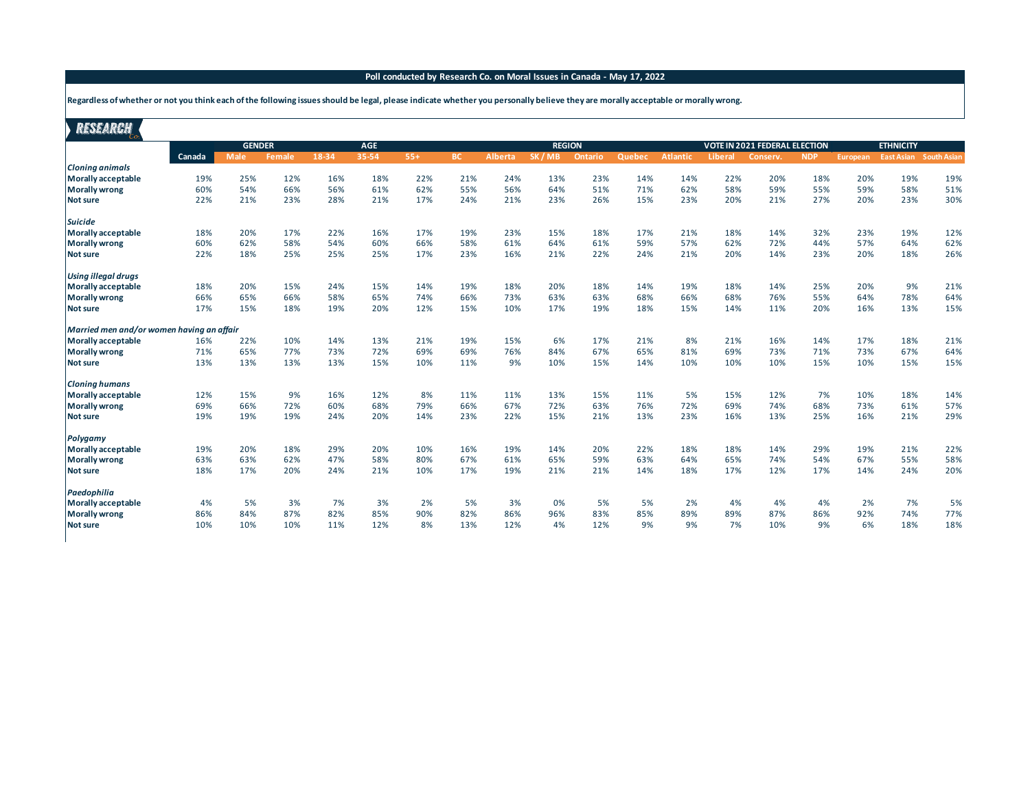**Poll conducted by Research Co. on Moral Issues in Canada - May 17, 2022**

**Regardless of whether or not you think each of the following issues should be legal, please indicate whether you personally believe they are morally acceptable or morally wrong.**

| | | GENDER | | AGE | | | REGION | | | | | | VOTE IN 2021 FEDERAL ELECTION | | | ETHNICITY | | |
|---|---|---|---|---|---|---|---|---|---|---|---|---|---|---|---|---|---|---|
| | Canada | Male | Female | 18-34 | 35-54 | 55+ | BC | Alberta | SK / MB | Ontario | Quebec | Atlantic | Liberal | Conserv. | NDP | European | East Asian | South Asian |
| ***Cloning animals*** | | | | | | | | | | | | | | | | | | |
| **Morally acceptable** | 19% | 25% | 12% | 16% | 18% | 22% | 21% | 24% | 13% | 23% | 14% | 14% | 22% | 20% | 18% | 20% | 19% | 19% |
| **Morally wrong** | 60% | 54% | 66% | 56% | 61% | 62% | 55% | 56% | 64% | 51% | 71% | 62% | 58% | 59% | 55% | 59% | 58% | 51% |
| **Not sure** | 22% | 21% | 23% | 28% | 21% | 17% | 24% | 21% | 23% | 26% | 15% | 23% | 20% | 21% | 27% | 20% | 23% | 30% |
| ***Suicide*** | | | | | | | | | | | | | | | | | | |
| **Morally acceptable** | 18% | 20% | 17% | 22% | 16% | 17% | 19% | 23% | 15% | 18% | 17% | 21% | 18% | 14% | 32% | 23% | 19% | 12% |
| **Morally wrong** | 60% | 62% | 58% | 54% | 60% | 66% | 58% | 61% | 64% | 61% | 59% | 57% | 62% | 72% | 44% | 57% | 64% | 62% |
| **Not sure** | 22% | 18% | 25% | 25% | 25% | 17% | 23% | 16% | 21% | 22% | 24% | 21% | 20% | 14% | 23% | 20% | 18% | 26% |
| ***Using illegal drugs*** | | | | | | | | | | | | | | | | | | |
| **Morally acceptable** | 18% | 20% | 15% | 24% | 15% | 14% | 19% | 18% | 20% | 18% | 14% | 19% | 18% | 14% | 25% | 20% | 9% | 21% |
| **Morally wrong** | 66% | 65% | 66% | 58% | 65% | 74% | 66% | 73% | 63% | 63% | 68% | 66% | 68% | 76% | 55% | 64% | 78% | 64% |
| **Not sure** | 17% | 15% | 18% | 19% | 20% | 12% | 15% | 10% | 17% | 19% | 18% | 15% | 14% | 11% | 20% | 16% | 13% | 15% |
| ***Married men and/or women having an affair*** | | | | | | | | | | | | | | | | | | |
| **Morally acceptable** | 16% | 22% | 10% | 14% | 13% | 21% | 19% | 15% | 6% | 17% | 21% | 8% | 21% | 16% | 14% | 17% | 18% | 21% |
| **Morally wrong** | 71% | 65% | 77% | 73% | 72% | 69% | 69% | 76% | 84% | 67% | 65% | 81% | 69% | 73% | 71% | 73% | 67% | 64% |
| **Not sure** | 13% | 13% | 13% | 13% | 15% | 10% | 11% | 9% | 10% | 15% | 14% | 10% | 10% | 10% | 15% | 10% | 15% | 15% |
| ***Cloning humans*** | | | | | | | | | | | | | | | | | | |
| **Morally acceptable** | 12% | 15% | 9% | 16% | 12% | 8% | 11% | 11% | 13% | 15% | 11% | 5% | 15% | 12% | 7% | 10% | 18% | 14% |
| **Morally wrong** | 69% | 66% | 72% | 60% | 68% | 79% | 66% | 67% | 72% | 63% | 76% | 72% | 69% | 74% | 68% | 73% | 61% | 57% |
| **Not sure** | 19% | 19% | 19% | 24% | 20% | 14% | 23% | 22% | 15% | 21% | 13% | 23% | 16% | 13% | 25% | 16% | 21% | 29% |
| ***Polygamy*** | | | | | | | | | | | | | | | | | | |
| **Morally acceptable** | 19% | 20% | 18% | 29% | 20% | 10% | 16% | 19% | 14% | 20% | 22% | 18% | 18% | 14% | 29% | 19% | 21% | 22% |
| **Morally wrong** | 63% | 63% | 62% | 47% | 58% | 80% | 67% | 61% | 65% | 59% | 63% | 64% | 65% | 74% | 54% | 67% | 55% | 58% |
| **Not sure** | 18% | 17% | 20% | 24% | 21% | 10% | 17% | 19% | 21% | 21% | 14% | 18% | 17% | 12% | 17% | 14% | 24% | 20% |
| ***Paedophilia*** | | | | | | | | | | | | | | | | | | |
| **Morally acceptable** | 4% | 5% | 3% | 7% | 3% | 2% | 5% | 3% | 0% | 5% | 5% | 2% | 4% | 4% | 4% | 2% | 7% | 5% |
| **Morally wrong** | 86% | 84% | 87% | 82% | 85% | 90% | 82% | 86% | 96% | 83% | 85% | 89% | 89% | 87% | 86% | 92% | 74% | 77% |
| **Not sure** | 10% | 10% | 10% | 11% | 12% | 8% | 13% | 12% | 4% | 12% | 9% | 9% | 7% | 10% | 9% | 6% | 18% | 18% |